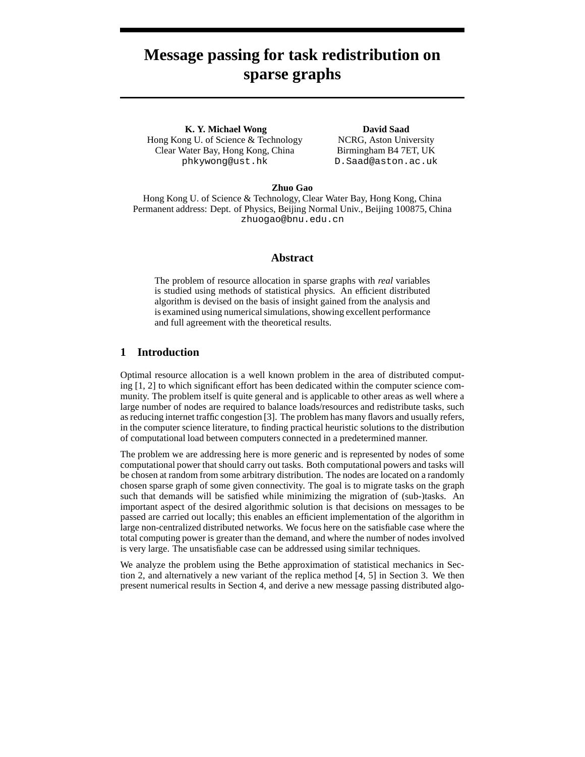# Message passing for task redistribution on sparse graphs

**K. Y. Michael Wong**
Hong Kong U. of Science & Technology
Clear Water Bay, Hong Kong, China
phkywong@ust.hk

**David Saad**
NCRG, Aston University
Birmingham B4 7ET, UK
D.Saad@aston.ac.uk

**Zhuo Gao**
Hong Kong U. of Science & Technology, Clear Water Bay, Hong Kong, China
Permanent address: Dept. of Physics, Beijing Normal Univ., Beijing 100875, China
zhuogao@bnu.edu.cn

## Abstract

The problem of resource allocation in sparse graphs with *real* variables is studied using methods of statistical physics. An efficient distributed algorithm is devised on the basis of insight gained from the analysis and is examined using numerical simulations, showing excellent performance and full agreement with the theoretical results.

## 1 Introduction

Optimal resource allocation is a well known problem in the area of distributed computing [1, 2] to which significant effort has been dedicated within the computer science community. The problem itself is quite general and is applicable to other areas as well where a large number of nodes are required to balance loads/resources and redistribute tasks, such as reducing internet traffic congestion [3]. The problem has many flavors and usually refers, in the computer science literature, to finding practical heuristic solutions to the distribution of computational load between computers connected in a predetermined manner.

The problem we are addressing here is more generic and is represented by nodes of some computational power that should carry out tasks. Both computational powers and tasks will be chosen at random from some arbitrary distribution. The nodes are located on a randomly chosen sparse graph of some given connectivity. The goal is to migrate tasks on the graph such that demands will be satisfied while minimizing the migration of (sub-)tasks. An important aspect of the desired algorithmic solution is that decisions on messages to be passed are carried out locally; this enables an efficient implementation of the algorithm in large non-centralized distributed networks. We focus here on the satisfiable case where the total computing power is greater than the demand, and where the number of nodes involved is very large. The unsatisfiable case can be addressed using similar techniques.

We analyze the problem using the Bethe approximation of statistical mechanics in Section 2, and alternatively a new variant of the replica method [4, 5] in Section 3. We then present numerical results in Section 4, and derive a new message passing distributed algo-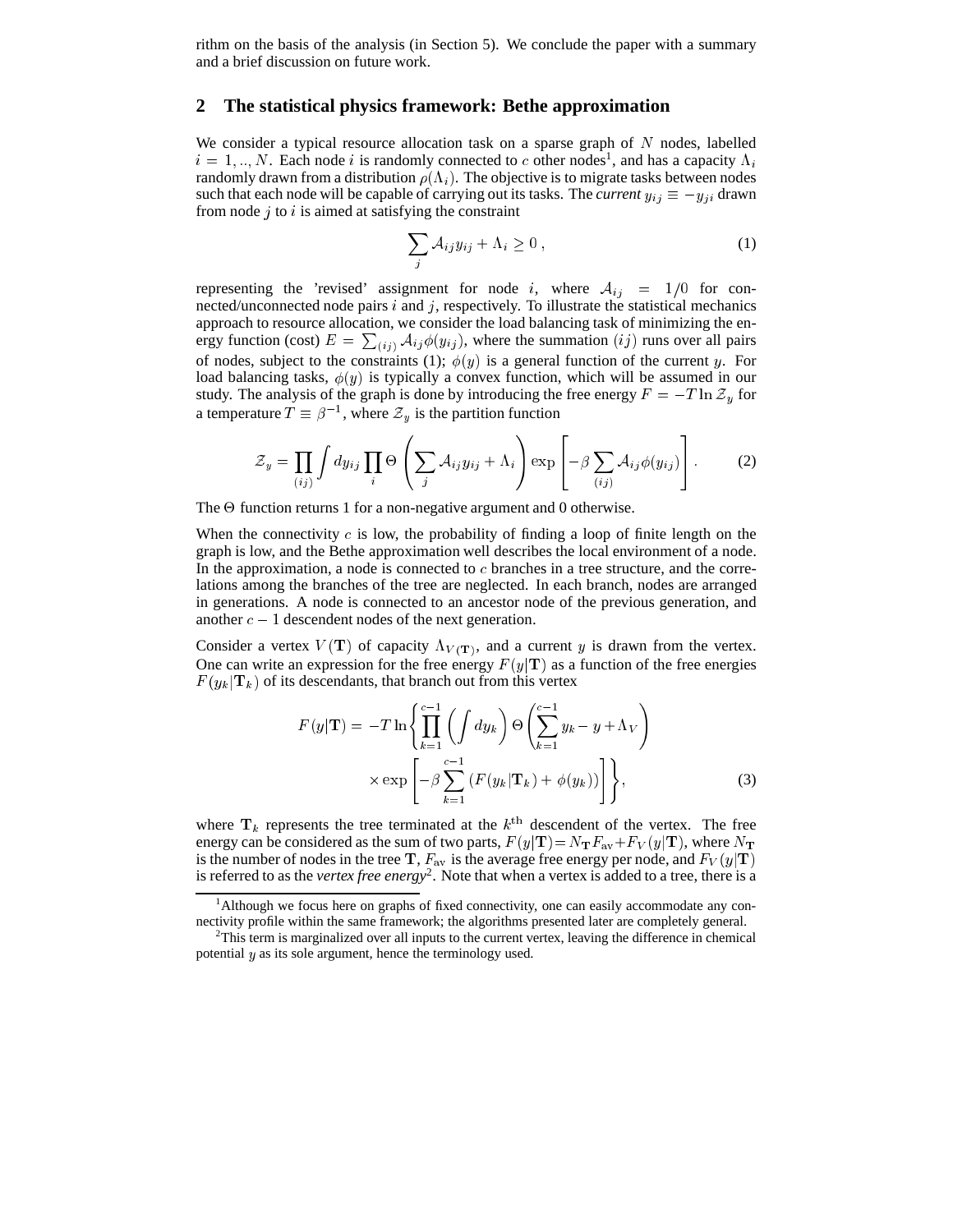rithm on the basis of the analysis (in Section 5). We conclude the paper with a summary and a brief discussion on future work.

## 2 The statistical physics framework: Bethe approximation

We consider a typical resource allocation task on a sparse graph of $N$ nodes, labelled $i = 1, .., N$. Each node $i$ is randomly connected to $c$ other nodes[1], and has a capacity $\Lambda_i$ randomly drawn from a distribution $\rho(\Lambda_i)$. The objective is to migrate tasks between nodes such that each node will be capable of carrying out its tasks. The *current* $y_{ij} \equiv -y_{ji}$ drawn from node $j$ to $i$ is aimed at satisfying the constraint

$$\sum_j \mathcal{A}_{ij} y_{ij} + \Lambda_i \geq 0 \,, \tag{1}$$

representing the 'revised' assignment for node $i$, where $\mathcal{A}_{ij} = 1/0$ for connected/unconnected node pairs $i$ and $j$, respectively. To illustrate the statistical mechanics approach to resource allocation, we consider the load balancing task of minimizing the energy function (cost) $E = \sum_{(ij)} \mathcal{A}_{ij} \phi(y_{ij})$, where the summation $(ij)$ runs over all pairs of nodes, subject to the constraints (1); $\phi(y)$ is a general function of the current $y$. For load balancing tasks, $\phi(y)$ is typically a convex function, which will be assumed in our study. The analysis of the graph is done by introducing the free energy $F = -T \ln \mathcal{Z}_y$ for a temperature $T \equiv \beta^{-1}$, where $\mathcal{Z}_y$ is the partition function

$$\mathcal{Z}_y = \prod_{(ij)} \int dy_{ij} \prod_i \Theta\left(\sum_j \mathcal{A}_{ij} y_{ij} + \Lambda_i\right) \exp\left[-\beta \sum_{(ij)} \mathcal{A}_{ij} \phi(y_{ij})\right] . \tag{2}$$

The $\Theta$ function returns 1 for a non-negative argument and 0 otherwise.

When the connectivity $c$ is low, the probability of finding a loop of finite length on the graph is low, and the Bethe approximation well describes the local environment of a node. In the approximation, a node is connected to $c$ branches in a tree structure, and the correlations among the branches of the tree are neglected. In each branch, nodes are arranged in generations. A node is connected to an ancestor node of the previous generation, and another $c-1$ descendent nodes of the next generation.

Consider a vertex $V(\mathbf{T})$ of capacity $\Lambda_{V(\mathbf{T})}$, and a current $y$ is drawn from the vertex. One can write an expression for the free energy $F(y|\mathbf{T})$ as a function of the free energies $F(y_k|\mathbf{T}_k)$ of its descendants, that branch out from this vertex

$$F(y|\mathbf{T}) = -T \ln \left\{ \prod_{k=1}^{c-1} \left( \int dy_k \right) \Theta\left( \sum_{k=1}^{c-1} y_k - y + \Lambda_V \right) \right. \\ \left. \times \exp\left[ -\beta \sum_{k=1}^{c-1} \left( F(y_k|\mathbf{T}_k) + \phi(y_k) \right) \right] \right\}, \tag{3}$$

where $\mathbf{T}_k$ represents the tree terminated at the $k^{\text{th}}$ descendent of the vertex. The free energy can be considered as the sum of two parts, $F(y|\mathbf{T}) = N_{\mathbf{T}} F_{\text{av}} + F_V(y|\mathbf{T})$, where $N_{\mathbf{T}}$ is the number of nodes in the tree $\mathbf{T}$, $F_{\text{av}}$ is the average free energy per node, and $F_V(y|\mathbf{T})$ is referred to as the *vertex free energy*[2]. Note that when a vertex is added to a tree, there is a

[1] Although we focus here on graphs of fixed connectivity, one can easily accommodate any connectivity profile within the same framework; the algorithms presented later are completely general.

[2] This term is marginalized over all inputs to the current vertex, leaving the difference in chemical potential $y$ as its sole argument, hence the terminology used.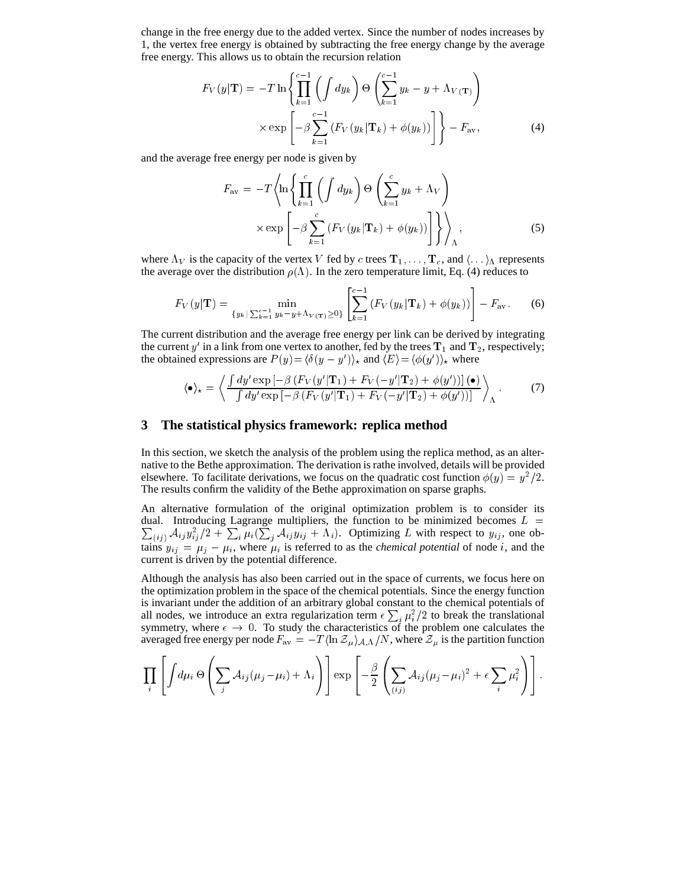change in the free energy due to the added vertex. Since the number of nodes increases by 1, the vertex free energy is obtained by subtracting the free energy change by the average free energy. This allows us to obtain the recursion relation

$$
F_V(y|\mathbf{T}) = -T \ln \left\{ \prod_{k=1}^{c-1} \left( \int dy_k \right) \Theta \left( \sum_{k=1}^{c-1} y_k - y + \Lambda_{V(\mathbf{T})} \right) \times \exp \left[ -\beta \sum_{k=1}^{c-1} \left( F_V(y_k|\mathbf{T}_k) + \phi(y_k) \right) \right] \right\} - F_{\rm av}, \tag{4}
$$

and the average free energy per node is given by

$$
F_{\rm av} = -T \left\langle \ln \left\{ \prod_{k=1}^{c} \left( \int dy_k \right) \Theta \left( \sum_{k=1}^{c} y_k + \Lambda_V \right) \times \exp \left[ -\beta \sum_{k=1}^{c} \left( F_V(y_k|\mathbf{T}_k) + \phi(y_k) \right) \right] \right\} \right\rangle_\Lambda, \tag{5}
$$

where $\Lambda_V$ is the capacity of the vertex $V$ fed by $c$ trees $\mathbf{T}_1, \ldots, \mathbf{T}_c$, and $\langle \ldots \rangle_\Lambda$ represents the average over the distribution $\rho(\Lambda)$. In the zero temperature limit, Eq. (4) reduces to

$$
F_V(y|\mathbf{T}) = \min_{\{y_k | \sum_{k=1}^{c-1} y_k - y + \Lambda_{V(\mathbf{T})} \geq 0\}} \left[ \sum_{k=1}^{c-1} \left( F_V(y_k|\mathbf{T}_k) + \phi(y_k) \right) \right] - F_{\rm av}. \tag{6}
$$

The current distribution and the average free energy per link can be derived by integrating the current $y'$ in a link from one vertex to another, fed by the trees $\mathbf{T}_1$ and $\mathbf{T}_2$, respectively; the obtained expressions are $P(y) = \langle \delta(y - y') \rangle_\star$ and $\langle E \rangle = \langle \phi(y') \rangle_\star$ where

$$
\langle \bullet \rangle_\star = \left\langle \frac{\int dy' \exp\left[-\beta \left(F_V(y'|\mathbf{T}_1) + F_V(-y'|\mathbf{T}_2) + \phi(y')\right)\right] (\bullet)}{\int dy' \exp\left[-\beta \left(F_V(y'|\mathbf{T}_1) + F_V(-y'|\mathbf{T}_2) + \phi(y')\right)\right]} \right\rangle_\Lambda. \tag{7}
$$

## 3 The statistical physics framework: replica method

In this section, we sketch the analysis of the problem using the replica method, as an alternative to the Bethe approximation. The derivation is rathe involved, details will be provided elsewhere. To facilitate derivations, we focus on the quadratic cost function $\phi(y) = y^2/2$. The results confirm the validity of the Bethe approximation on sparse graphs.

An alternative formulation of the original optimization problem is to consider its dual. Introducing Lagrange multipliers, the function to be minimized becomes $L = \sum_{(ij)} \mathcal{A}_{ij} y_{ij}^2/2 + \sum_i \mu_i (\sum_j \mathcal{A}_{ij} y_{ij} + \Lambda_i)$. Optimizing $L$ with respect to $y_{ij}$, one obtains $y_{ij} = \mu_j - \mu_i$, where $\mu_i$ is referred to as the *chemical potential* of node $i$, and the current is driven by the potential difference.

Although the analysis has also been carried out in the space of currents, we focus here on the optimization problem in the space of the chemical potentials. Since the energy function is invariant under the addition of an arbitrary global constant to the chemical potentials of all nodes, we introduce an extra regularization term $\epsilon \sum_i \mu_i^2/2$ to break the translational symmetry, where $\epsilon \to 0$. To study the characteristics of the problem one calculates the averaged free energy per node $F_{\rm av} = -T \langle \ln \mathcal{Z}_\mu \rangle_{\mathcal{A},\Lambda}/N$, where $\mathcal{Z}_\mu$ is the partition function

$$
\prod_i \left[ \int d\mu_i \, \Theta \left( \sum_j \mathcal{A}_{ij}(\mu_j - \mu_i) + \Lambda_i \right) \right] \exp \left[ -\frac{\beta}{2} \left( \sum_{(ij)} \mathcal{A}_{ij}(\mu_j - \mu_i)^2 + \epsilon \sum_i \mu_i^2 \right) \right].
$$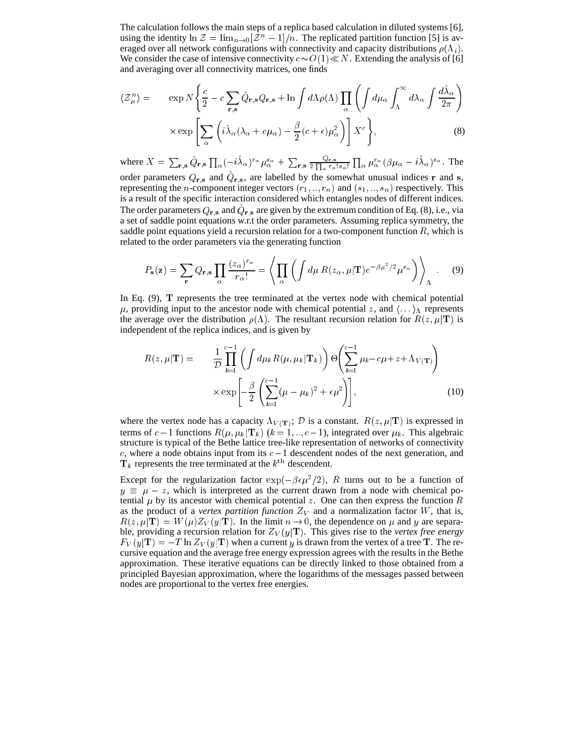The calculation follows the main steps of a replica based calculation in diluted systems [6], using the identity $\ln \mathcal{Z} = \lim_{n\to 0}[\mathcal{Z}^n - 1]/n$. The replicated partition function [5] is averaged over all network configurations with connectivity and capacity distributions $\rho(\Lambda_i)$. We consider the case of intensive connectivity $c \sim O(1) \ll N$. Extending the analysis of [6] and averaging over all connectivity matrices, one finds

$$
\begin{aligned}
\langle \mathcal{Z}_\mu^n \rangle = \quad & \exp N \Bigg\{ \frac{c}{2} - c \sum_{\mathbf{r},\mathbf{s}} \hat{Q}_{\mathbf{r},\mathbf{s}} Q_{\mathbf{r},\mathbf{s}} + \ln \int d\Lambda \rho(\Lambda) \prod_\alpha \left( \int d\mu_\alpha \int_\Lambda^\infty d\lambda_\alpha \int \frac{d\hat{\lambda}_\alpha}{2\pi} \right) \\
& \times \exp \left[ \sum_\alpha \left( i\hat{\lambda}_\alpha(\lambda_\alpha + c\mu_\alpha) - \frac{\beta}{2}(c+\epsilon)\mu_\alpha^2 \right) \right] X^c \Bigg\}, \qquad (8)
\end{aligned}
$$

where $X = \sum_{\mathbf{r},\mathbf{s}} \hat{Q}_{\mathbf{r},\mathbf{s}} \prod_\alpha (-i\hat{\lambda}_\alpha)^{r_\alpha} \mu_\alpha^{s_\alpha} + \sum_{\mathbf{r},\mathbf{s}} \frac{Q_{\mathbf{r},\mathbf{s}}}{2\prod_\alpha r_\alpha! s_\alpha!} \prod_\alpha \mu_\alpha^{r_\alpha} (\beta\mu_\alpha - i\hat{\lambda}_\alpha)^{s_\alpha}$. The order parameters $Q_{\mathbf{r},\mathbf{s}}$ and $\hat{Q}_{\mathbf{r},\mathbf{s}}$, are labelled by the somewhat unusual indices $\mathbf{r}$ and $\mathbf{s}$, representing the $n$-component integer vectors $(r_1,..,r_n)$ and $(s_1,..,s_n)$ respectively. This is a result of the specific interaction considered which entangles nodes of different indices. The order parameters $Q_{\mathbf{r},\mathbf{s}}$ and $\hat{Q}_{\mathbf{r},\mathbf{s}}$ are given by the extremum condition of Eq. (8), i.e., via a set of saddle point equations w.r.t the order parameters. Assuming replica symmetry, the saddle point equations yield a recursion relation for a two-component function $R$, which is related to the order parameters via the generating function

$$
P_{\mathbf{s}}(\mathbf{z}) = \sum_{\mathbf{r}} Q_{\mathbf{r},\mathbf{s}} \prod_\alpha \frac{(z_\alpha)^{r_\alpha}}{r_\alpha!} = \left\langle \prod_\alpha \left( \int d\mu \, R(z_\alpha, \mu|\mathbf{T}) e^{-\beta\mu^2/2} \mu^{s_\alpha} \right) \right\rangle_\Lambda . \qquad (9)
$$

In Eq. (9), $\mathbf{T}$ represents the tree terminated at the vertex node with chemical potential $\mu$, providing input to the ancestor node with chemical potential $z$, and $\langle \ldots \rangle_\Lambda$ represents the average over the distribution $\rho(\Lambda)$. The resultant recursion relation for $R(z,\mu|\mathbf{T})$ is independent of the replica indices, and is given by

$$
\begin{aligned}
R(z,\mu|\mathbf{T}) = \quad & \frac{1}{\mathcal{D}} \prod_{k=1}^{c-1} \left( \int d\mu_k \, R(\mu, \mu_k|\mathbf{T}_k) \right) \Theta\!\left( \sum_{k=1}^{c-1} \mu_k - c\mu + z + \Lambda_{V(\mathbf{T})} \right) \\
& \times \exp\left[ -\frac{\beta}{2} \left( \sum_{k=1}^{c-1} (\mu - \mu_k)^2 + \epsilon\mu^2 \right) \right], \qquad (10)
\end{aligned}
$$

where the vertex node has a capacity $\Lambda_{V(\mathbf{T})}$; $\mathcal{D}$ is a constant. $R(z,\mu|\mathbf{T})$ is expressed in terms of $c-1$ functions $R(\mu,\mu_k|\mathbf{T}_k)$ $(k = 1,..,c-1)$, integrated over $\mu_k$. This algebraic structure is typical of the Bethe lattice tree-like representation of networks of connectivity $c$, where a node obtains input from its $c-1$ descendent nodes of the next generation, and $\mathbf{T}_k$ represents the tree terminated at the $k^{\text{th}}$ descendent.

Except for the regularization factor $\exp(-\beta\epsilon\mu^2/2)$, $R$ turns out to be a function of $y \equiv \mu - z$, which is interpreted as the current drawn from a node with chemical potential $\mu$ by its ancestor with chemical potential $z$. One can then express the function $R$ as the product of a *vertex partition function* $Z_V$ and a normalization factor $W$, that is, $R(z,\mu|\mathbf{T}) = W(\mu) Z_V(y|\mathbf{T})$. In the limit $n \to 0$, the dependence on $\mu$ and $y$ are separable, providing a recursion relation for $Z_V(y|\mathbf{T})$. This gives rise to the *vertex free energy* $F_V(y|\mathbf{T}) = -T \ln Z_V(y|\mathbf{T})$ when a current $y$ is drawn from the vertex of a tree $\mathbf{T}$. The recursive equation and the average free energy expression agrees with the results in the Bethe approximation. These iterative equations can be directly linked to those obtained from a principled Bayesian approximation, where the logarithms of the messages passed between nodes are proportional to the vertex free energies.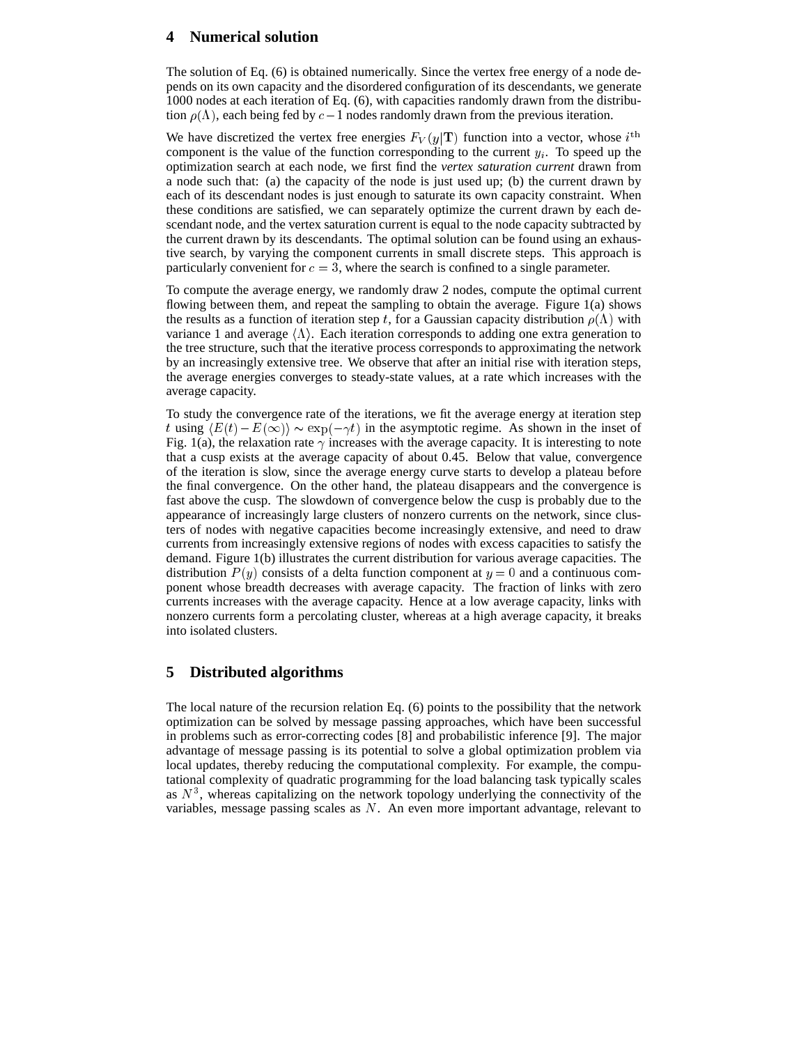## 4 Numerical solution

The solution of Eq. (6) is obtained numerically. Since the vertex free energy of a node depends on its own capacity and the disordered configuration of its descendants, we generate 1000 nodes at each iteration of Eq. (6), with capacities randomly drawn from the distribution $\rho(\Lambda)$, each being fed by $c-1$ nodes randomly drawn from the previous iteration.

We have discretized the vertex free energies $F_V(y|\mathbf{T})$ function into a vector, whose $i^{\rm th}$ component is the value of the function corresponding to the current $y_i$. To speed up the optimization search at each node, we first find the *vertex saturation current* drawn from a node such that: (a) the capacity of the node is just used up; (b) the current drawn by each of its descendant nodes is just enough to saturate its own capacity constraint. When these conditions are satisfied, we can separately optimize the current drawn by each descendant node, and the vertex saturation current is equal to the node capacity subtracted by the current drawn by its descendants. The optimal solution can be found using an exhaustive search, by varying the component currents in small discrete steps. This approach is particularly convenient for $c = 3$, where the search is confined to a single parameter.

To compute the average energy, we randomly draw 2 nodes, compute the optimal current flowing between them, and repeat the sampling to obtain the average. Figure 1(a) shows the results as a function of iteration step $t$, for a Gaussian capacity distribution $\rho(\Lambda)$ with variance 1 and average $\langle\Lambda\rangle$. Each iteration corresponds to adding one extra generation to the tree structure, such that the iterative process corresponds to approximating the network by an increasingly extensive tree. We observe that after an initial rise with iteration steps, the average energies converges to steady-state values, at a rate which increases with the average capacity.

To study the convergence rate of the iterations, we fit the average energy at iteration step $t$ using $\langle E(t) - E(\infty)\rangle \sim \exp(-\gamma t)$ in the asymptotic regime. As shown in the inset of Fig. 1(a), the relaxation rate $\gamma$ increases with the average capacity. It is interesting to note that a cusp exists at the average capacity of about 0.45. Below that value, convergence of the iteration is slow, since the average energy curve starts to develop a plateau before the final convergence. On the other hand, the plateau disappears and the convergence is fast above the cusp. The slowdown of convergence below the cusp is probably due to the appearance of increasingly large clusters of nonzero currents on the network, since clusters of nodes with negative capacities become increasingly extensive, and need to draw currents from increasingly extensive regions of nodes with excess capacities to satisfy the demand. Figure 1(b) illustrates the current distribution for various average capacities. The distribution $P(y)$ consists of a delta function component at $y = 0$ and a continuous component whose breadth decreases with average capacity. The fraction of links with zero currents increases with the average capacity. Hence at a low average capacity, links with nonzero currents form a percolating cluster, whereas at a high average capacity, it breaks into isolated clusters.

## 5 Distributed algorithms

The local nature of the recursion relation Eq. (6) points to the possibility that the network optimization can be solved by message passing approaches, which have been successful in problems such as error-correcting codes [8] and probabilistic inference [9]. The major advantage of message passing is its potential to solve a global optimization problem via local updates, thereby reducing the computational complexity. For example, the computational complexity of quadratic programming for the load balancing task typically scales as $N^3$, whereas capitalizing on the network topology underlying the connectivity of the variables, message passing scales as $N$. An even more important advantage, relevant to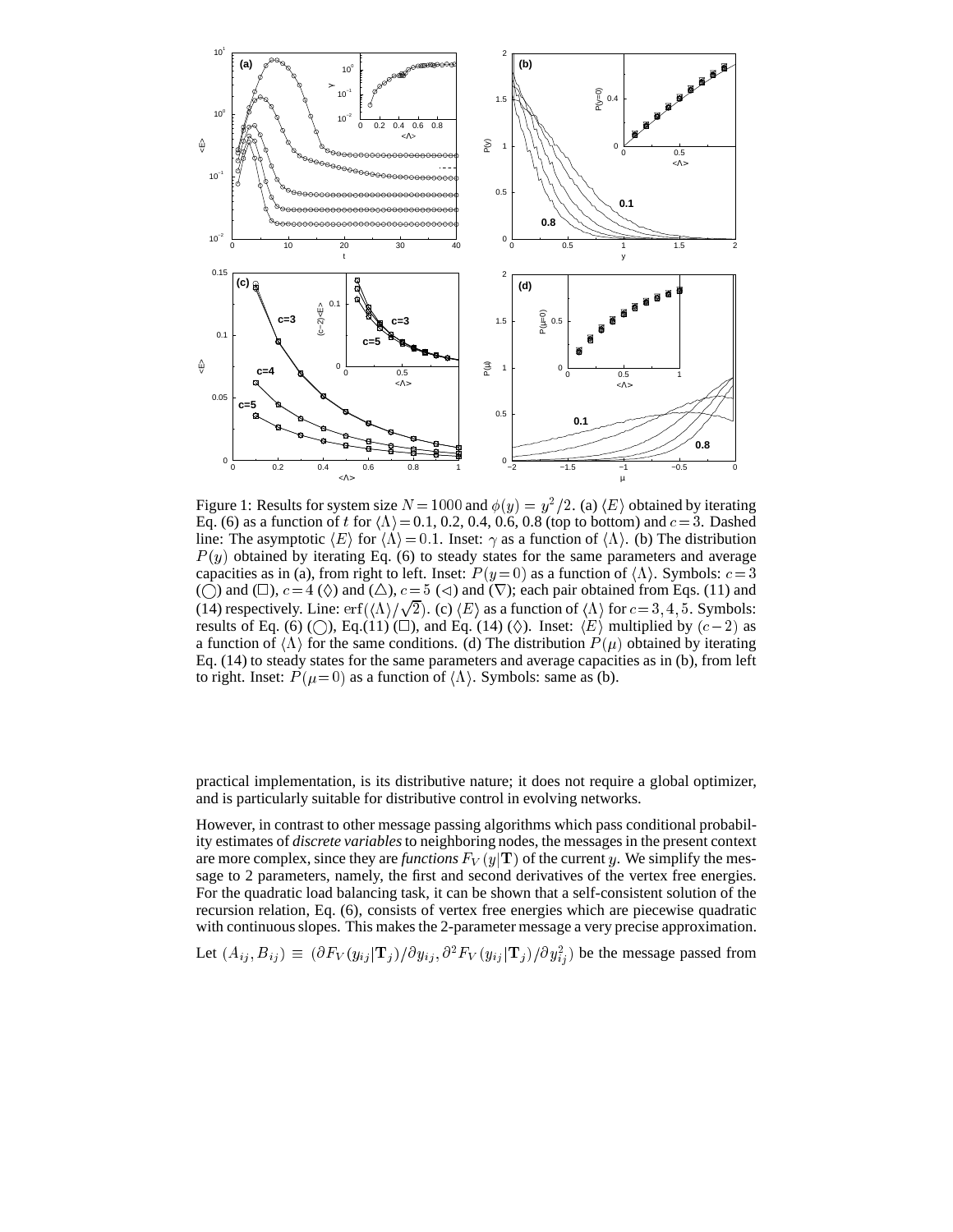Figure 1: Results for system size $N = 1000$ and $\phi(y) = y^2/2$. (a) $\langle E \rangle$ obtained by iterating Eq. (6) as a function of $t$ for $\langle \Lambda \rangle = 0.1$, 0.2, 0.4, 0.6, 0.8 (top to bottom) and $c = 3$. Dashed line: The asymptotic $\langle E \rangle$ for $\langle \Lambda \rangle = 0.1$. Inset: $\gamma$ as a function of $\langle \Lambda \rangle$. (b) The distribution $P(y)$ obtained by iterating Eq. (6) to steady states for the same parameters and average capacities as in (a), from right to left. Inset: $P(y = 0)$ as a function of $\langle \Lambda \rangle$. Symbols: $c = 3$ ($\bigcirc$) and ($\square$), $c = 4$ ($\Diamond$) and ($\triangle$), $c = 5$ ($\triangleleft$) and ($\nabla$); each pair obtained from Eqs. (11) and (14) respectively. Line: $\mathrm{erf}(\langle \Lambda \rangle / \sqrt{2})$. (c) $\langle E \rangle$ as a function of $\langle \Lambda \rangle$ for $c = 3, 4, 5$. Symbols: results of Eq. (6) ($\bigcirc$), Eq.(11) ($\square$), and Eq. (14) ($\Diamond$). Inset: $\langle E \rangle$ multiplied by $(c - 2)$ as a function of $\langle \Lambda \rangle$ for the same conditions. (d) The distribution $P(\mu)$ obtained by iterating Eq. (14) to steady states for the same parameters and average capacities as in (b), from left to right. Inset: $P(\mu = 0)$ as a function of $\langle \Lambda \rangle$. Symbols: same as (b).

practical implementation, is its distributive nature; it does not require a global optimizer, and is particularly suitable for distributive control in evolving networks.

However, in contrast to other message passing algorithms which pass conditional probability estimates of *discrete variables* to neighboring nodes, the messages in the present context are more complex, since they are *functions* $F_V(y|\mathbf{T})$ of the current $y$. We simplify the message to 2 parameters, namely, the first and second derivatives of the vertex free energies. For the quadratic load balancing task, it can be shown that a self-consistent solution of the recursion relation, Eq. (6), consists of vertex free energies which are piecewise quadratic with continuous slopes. This makes the 2-parameter message a very precise approximation.

Let $(A_{ij}, B_{ij}) \equiv (\partial F_V(y_{ij}|\mathbf{T}_j)/\partial y_{ij}, \partial^2 F_V(y_{ij}|\mathbf{T}_j)/\partial y_{ij}^2)$ be the message passed from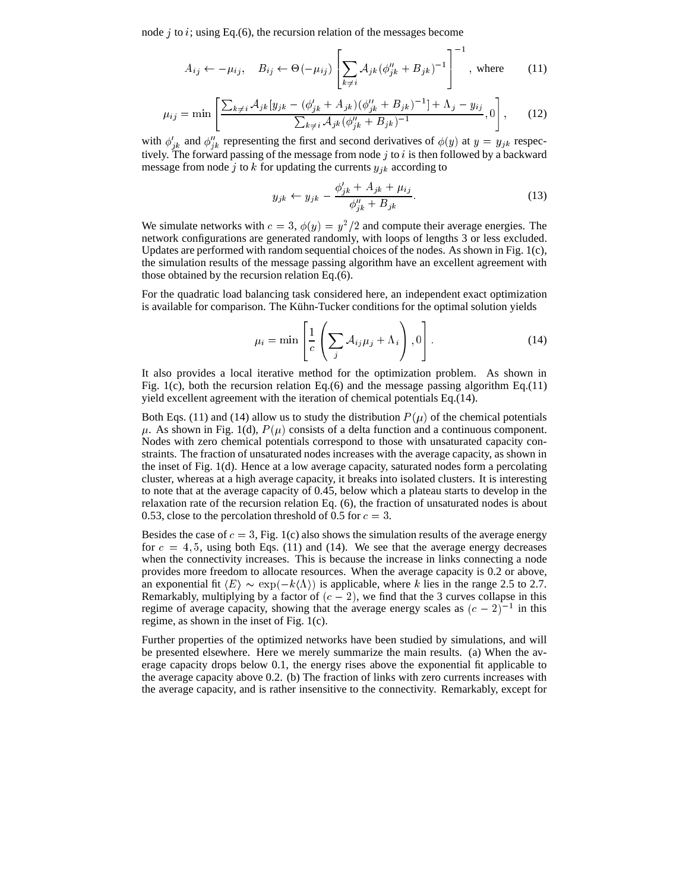node $j$ to $i$; using Eq.(6), the recursion relation of the messages become

$$A_{ij} \leftarrow -\mu_{ij}, \quad B_{ij} \leftarrow \Theta(-\mu_{ij}) \left[ \sum_{k \neq i} \mathcal{A}_{jk} (\phi''_{jk} + B_{jk})^{-1} \right]^{-1}, \text{ where} \tag{11}$$

$$\mu_{ij} = \min \left[ \frac{\sum_{k \neq i} \mathcal{A}_{jk} [y_{jk} - (\phi'_{jk} + A_{jk})(\phi''_{jk} + B_{jk})^{-1}] + \Lambda_j - y_{ij}}{\sum_{k \neq i} \mathcal{A}_{jk} (\phi''_{jk} + B_{jk})^{-1}}, 0 \right], \tag{12}$$

with $\phi'_{jk}$ and $\phi''_{jk}$ representing the first and second derivatives of $\phi(y)$ at $y = y_{jk}$ respectively. The forward passing of the message from node $j$ to $i$ is then followed by a backward message from node $j$ to $k$ for updating the currents $y_{jk}$ according to

$$y_{jk} \leftarrow y_{jk} - \frac{\phi'_{jk} + A_{jk} + \mu_{ij}}{\phi''_{jk} + B_{jk}}. \tag{13}$$

We simulate networks with $c = 3$, $\phi(y) = y^2/2$ and compute their average energies. The network configurations are generated randomly, with loops of lengths 3 or less excluded. Updates are performed with random sequential choices of the nodes. As shown in Fig. 1(c), the simulation results of the message passing algorithm have an excellent agreement with those obtained by the recursion relation Eq.(6).

For the quadratic load balancing task considered here, an independent exact optimization is available for comparison. The Kühn-Tucker conditions for the optimal solution yields

$$\mu_i = \min \left[ \frac{1}{c} \left( \sum_j \mathcal{A}_{ij} \mu_j + \Lambda_i \right), 0 \right]. \tag{14}$$

It also provides a local iterative method for the optimization problem. As shown in Fig. 1(c), both the recursion relation Eq.(6) and the message passing algorithm Eq.(11) yield excellent agreement with the iteration of chemical potentials Eq.(14).

Both Eqs. (11) and (14) allow us to study the distribution $P(\mu)$ of the chemical potentials $\mu$. As shown in Fig. 1(d), $P(\mu)$ consists of a delta function and a continuous component. Nodes with zero chemical potentials correspond to those with unsaturated capacity constraints. The fraction of unsaturated nodes increases with the average capacity, as shown in the inset of Fig. 1(d). Hence at a low average capacity, saturated nodes form a percolating cluster, whereas at a high average capacity, it breaks into isolated clusters. It is interesting to note that at the average capacity of 0.45, below which a plateau starts to develop in the relaxation rate of the recursion relation Eq. (6), the fraction of unsaturated nodes is about 0.53, close to the percolation threshold of 0.5 for $c = 3$.

Besides the case of $c = 3$, Fig. 1(c) also shows the simulation results of the average energy for $c = 4, 5$, using both Eqs. (11) and (14). We see that the average energy decreases when the connectivity increases. This is because the increase in links connecting a node provides more freedom to allocate resources. When the average capacity is 0.2 or above, an exponential fit $\langle E \rangle \sim \exp(-k\langle \Lambda \rangle)$ is applicable, where $k$ lies in the range 2.5 to 2.7. Remarkably, multiplying by a factor of $(c - 2)$, we find that the 3 curves collapse in this regime of average capacity, showing that the average energy scales as $(c - 2)^{-1}$ in this regime, as shown in the inset of Fig. 1(c).

Further properties of the optimized networks have been studied by simulations, and will be presented elsewhere. Here we merely summarize the main results. (a) When the average capacity drops below 0.1, the energy rises above the exponential fit applicable to the average capacity above 0.2. (b) The fraction of links with zero currents increases with the average capacity, and is rather insensitive to the connectivity. Remarkably, except for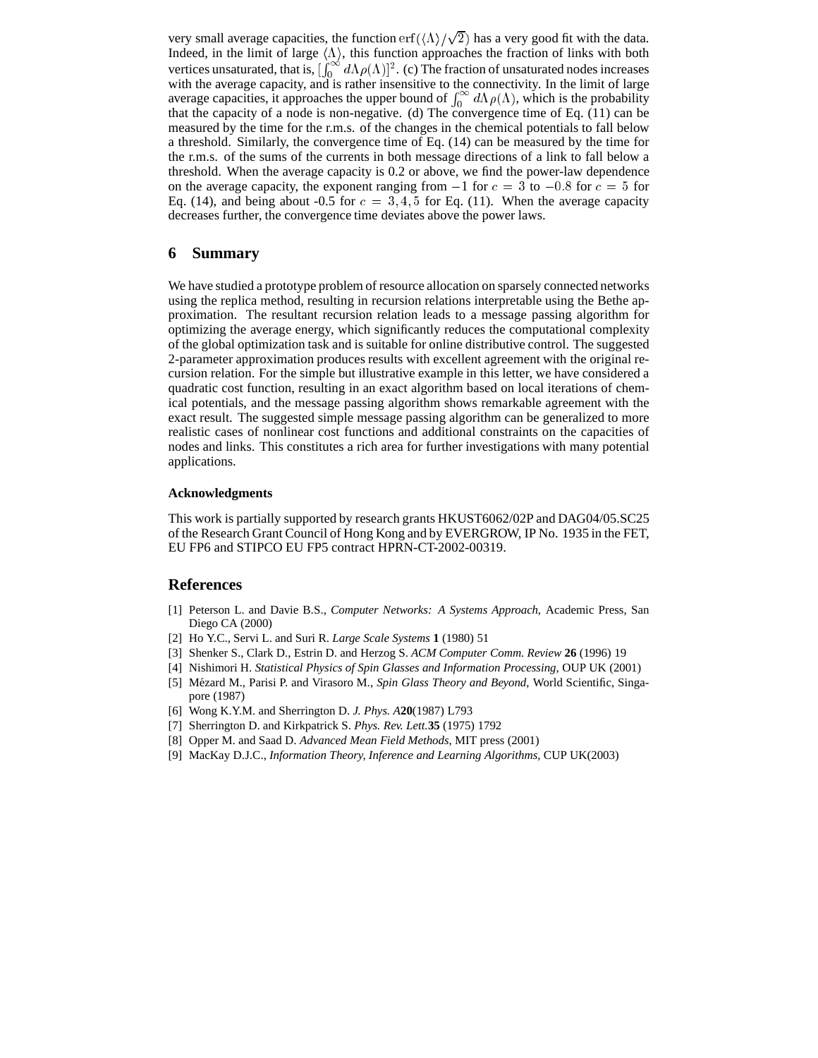very small average capacities, the function $\mathrm{erf}(\langle\Lambda\rangle/\sqrt{2})$ has a very good fit with the data. Indeed, in the limit of large $\langle\Lambda\rangle$, this function approaches the fraction of links with both vertices unsaturated, that is, $[\int_0^\infty d\Lambda\rho(\Lambda)]^2$. (c) The fraction of unsaturated nodes increases with the average capacity, and is rather insensitive to the connectivity. In the limit of large average capacities, it approaches the upper bound of $\int_0^\infty d\Lambda\,\rho(\Lambda)$, which is the probability that the capacity of a node is non-negative. (d) The convergence time of Eq. (11) can be measured by the time for the r.m.s. of the changes in the chemical potentials to fall below a threshold. Similarly, the convergence time of Eq. (14) can be measured by the time for the r.m.s. of the sums of the currents in both message directions of a link to fall below a threshold. When the average capacity is 0.2 or above, we find the power-law dependence on the average capacity, the exponent ranging from $-1$ for $c = 3$ to $-0.8$ for $c = 5$ for Eq. (14), and being about -0.5 for $c = 3, 4, 5$ for Eq. (11). When the average capacity decreases further, the convergence time deviates above the power laws.

## 6 Summary

We have studied a prototype problem of resource allocation on sparsely connected networks using the replica method, resulting in recursion relations interpretable using the Bethe approximation. The resultant recursion relation leads to a message passing algorithm for optimizing the average energy, which significantly reduces the computational complexity of the global optimization task and is suitable for online distributive control. The suggested 2-parameter approximation produces results with excellent agreement with the original recursion relation. For the simple but illustrative example in this letter, we have considered a quadratic cost function, resulting in an exact algorithm based on local iterations of chemical potentials, and the message passing algorithm shows remarkable agreement with the exact result. The suggested simple message passing algorithm can be generalized to more realistic cases of nonlinear cost functions and additional constraints on the capacities of nodes and links. This constitutes a rich area for further investigations with many potential applications.

### Acknowledgments

This work is partially supported by research grants HKUST6062/02P and DAG04/05.SC25 of the Research Grant Council of Hong Kong and by EVERGROW, IP No. 1935 in the FET, EU FP6 and STIPCO EU FP5 contract HPRN-CT-2002-00319.

## References

[1] Peterson L. and Davie B.S., *Computer Networks: A Systems Approach*, Academic Press, San Diego CA (2000)

[2] Ho Y.C., Servi L. and Suri R. *Large Scale Systems* **1** (1980) 51

[3] Shenker S., Clark D., Estrin D. and Herzog S. *ACM Computer Comm. Review* **26** (1996) 19

[4] Nishimori H. *Statistical Physics of Spin Glasses and Information Processing*, OUP UK (2001)

[5] Mézard M., Parisi P. and Virasoro M., *Spin Glass Theory and Beyond*, World Scientific, Singapore (1987)

[6] Wong K.Y.M. and Sherrington D. *J. Phys. A***20**(1987) L793

[7] Sherrington D. and Kirkpatrick S. *Phys. Rev. Lett.***35** (1975) 1792

[8] Opper M. and Saad D. *Advanced Mean Field Methods*, MIT press (2001)

[9] MacKay D.J.C., *Information Theory, Inference and Learning Algorithms*, CUP UK(2003)